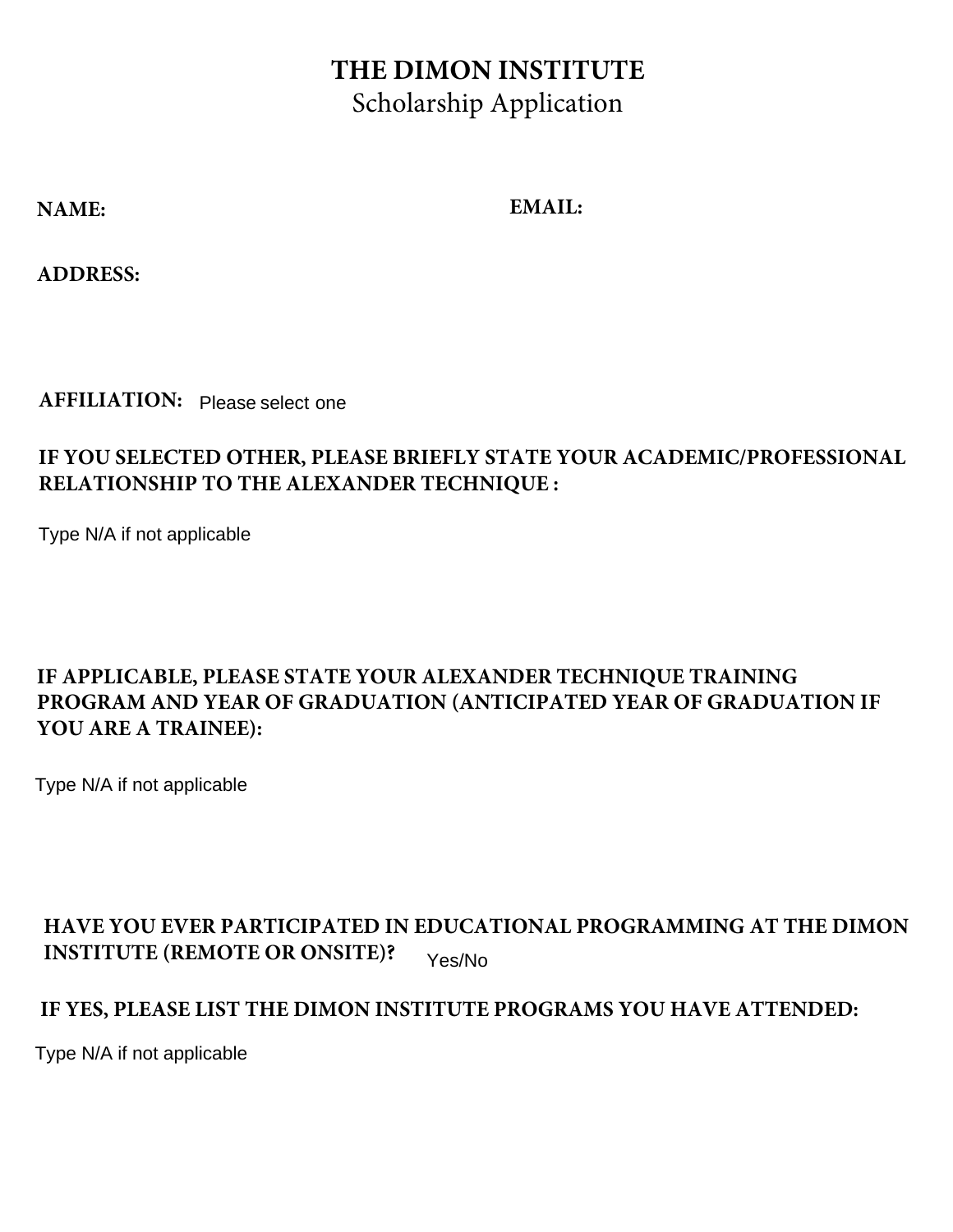# THE DIMON INSTITUTE

## Scholarship Application

**NAME:**

**EMAIL:**

**ADDRESS:**

**AFFILIATION:** Please select one

**IF YOU SELECTED OTHER, PLEASE BRIEFLY STATE YOUR ACADEMIC/PROFESSIONAL RELATIONSHIP TO THE ALEXANDER TECHNIQUE :**

Type N/A if not applicable

**IF APPLICABLE, PLEASE STATE YOUR ALEXANDER TECHNIQUE TRAINING PROGRAM AND YEAR OF GRADUATION (ANTICIPATED YEAR OF GRADUATION IF YOU ARE A TRAINEE):**

Type N/A if not applicable

**HAVE YOU EVER PARTICIPATED IN EDUCATIONAL PROGRAMMING AT THE DIMON INSTITUTE (REMOTE OR ONSITE)?** Yes/No

**IF YES, PLEASE LIST THE DIMON INSTITUTE PROGRAMS YOU HAVE ATTENDED:**

Type N/A if not applicable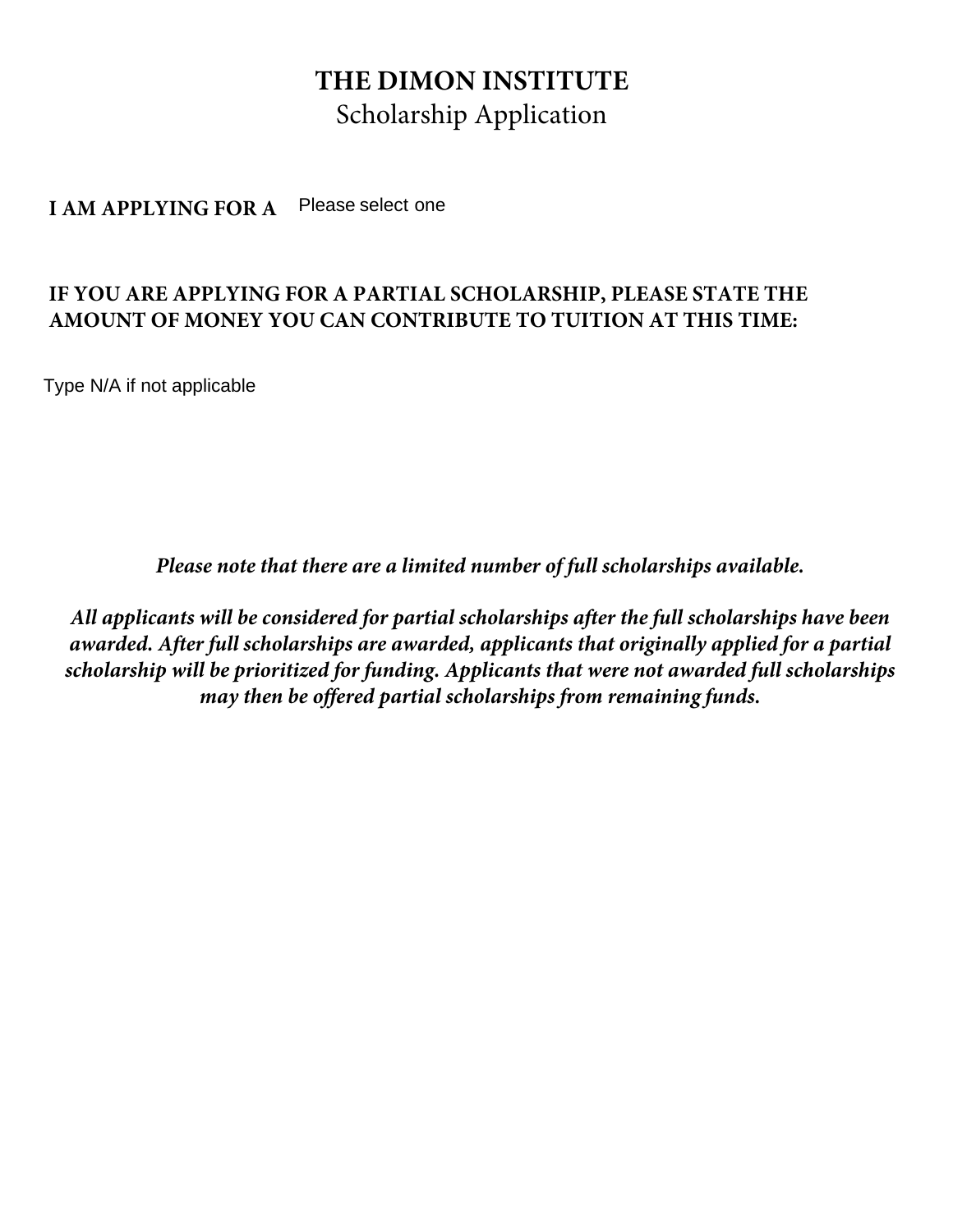# THE DIMON INSTITUTE

## Scholarship Application

**I AM APPLYING FOR A** Please select one

**IF YOU ARE APPLYING FOR A PARTIAL SCHOLARSHIP, PLEASE STATE THE AMOUNT OF MONEY YOU CAN CONTRIBUTE TO TUITION AT THIS TIME:**

Type N/A if not applicable

***Please note that there are a limited number of full scholarships available.***

***All applicants will be considered for partial scholarships after the full scholarships have been awarded. After full scholarships are awarded, applicants that originally applied for a partial scholarship will be prioritized for funding. Applicants that were not awarded full scholarships may then be offered partial scholarships from remaining funds.***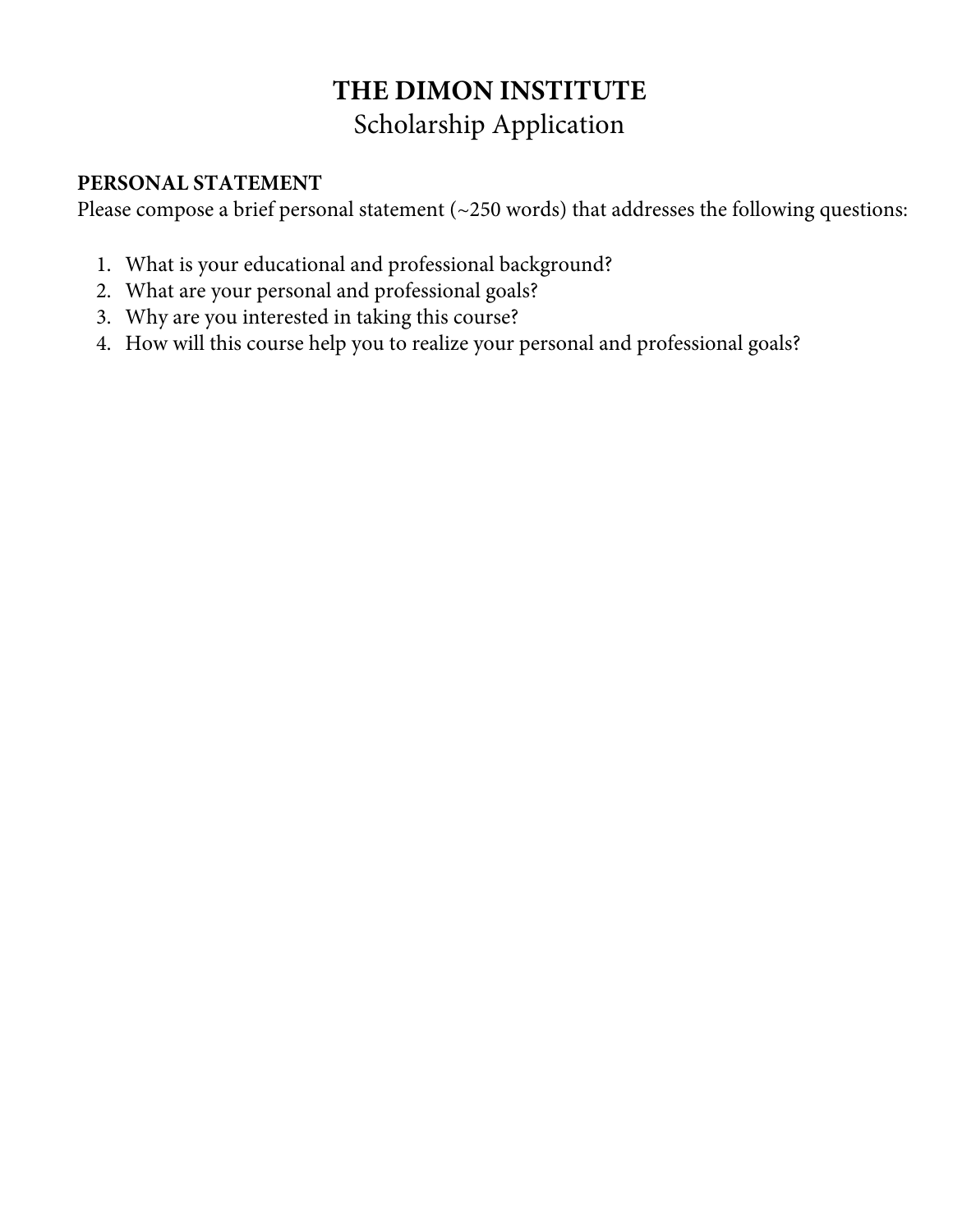# THE DIMON INSTITUTE

## Scholarship Application

**PERSONAL STATEMENT**

Please compose a brief personal statement (~250 words) that addresses the following questions:

1. What is your educational and professional background?
2. What are your personal and professional goals?
3. Why are you interested in taking this course?
4. How will this course help you to realize your personal and professional goals?